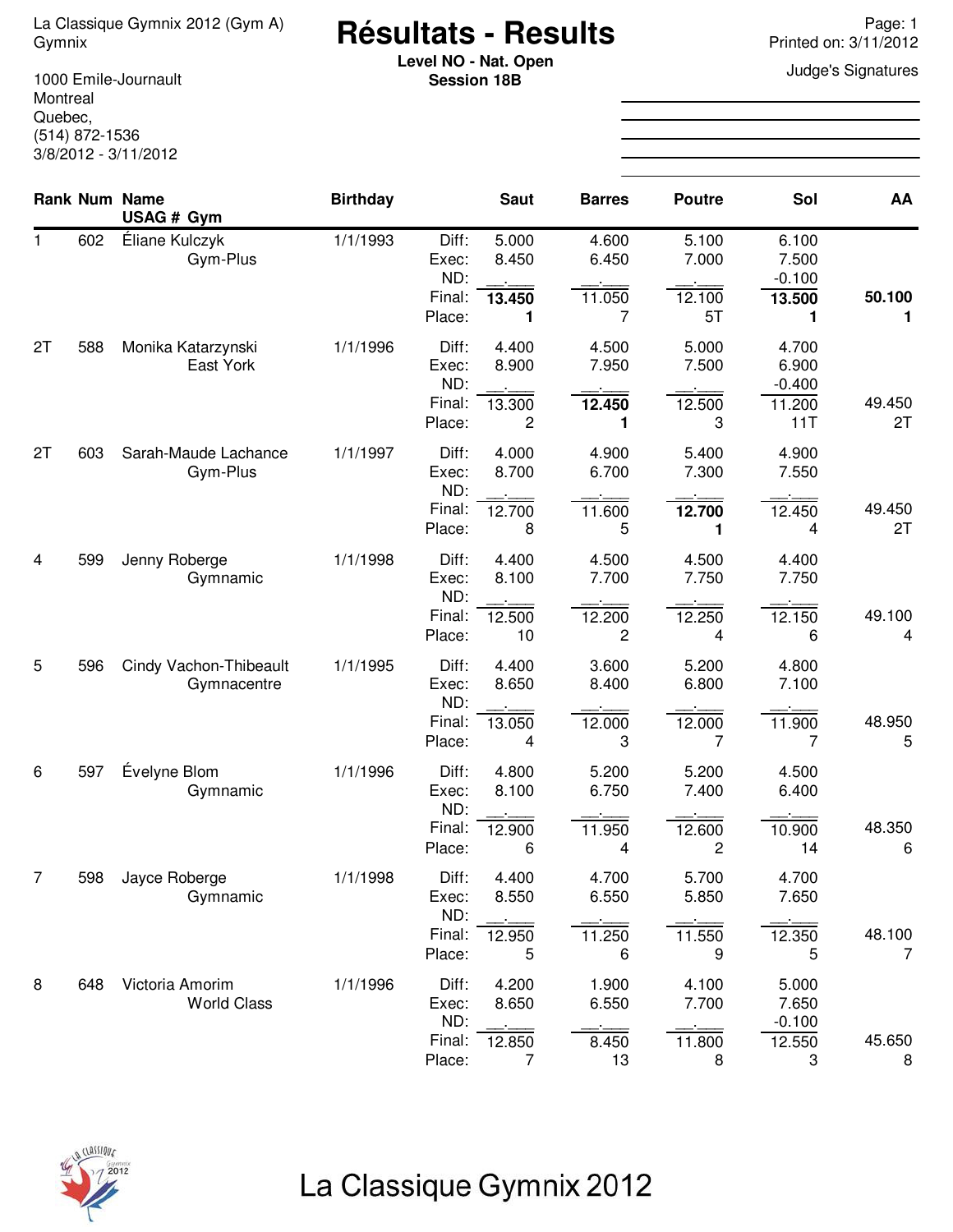La Classique Gymnix 2012 (Gym A)
Gymnix

1000 Emile-Journault
Montreal
Quebec,
(514) 872-1536
3/8/2012 - 3/11/2012

# Résultats - Results

**Level NO - Nat. Open**
**Session 18B**

Printed on: 3/11/2012

Judge's Signatures

| Rank | Num | Name / Gym | Birthday | | Saut | Barres | Poutre | Sol | AA |
|---|---|---|---|---|---|---|---|---|---|
| 1 | 602 | Éliane Kulczyk | 1/1/1993 | Diff: | 5.000 | 4.600 | 5.100 | 6.100 | |
| | | Gym-Plus | | Exec: | 8.450 | 6.450 | 7.000 | 7.500 | |
| | | | | ND: | | | | -0.100 | |
| | | | | Final: | **13.450** | 11.050 | 12.100 | **13.500** | **50.100** |
| | | | | Place: | **1** | 7 | 5T | **1** | **1** |
| 2T | 588 | Monika Katarzynski | 1/1/1996 | Diff: | 4.400 | 4.500 | 5.000 | 4.700 | |
| | | East York | | Exec: | 8.900 | 7.950 | 7.500 | 6.900 | |
| | | | | ND: | | | | -0.400 | |
| | | | | Final: | 13.300 | **12.450** | 12.500 | 11.200 | 49.450 |
| | | | | Place: | 2 | **1** | 3 | 11T | 2T |
| 2T | 603 | Sarah-Maude Lachance | 1/1/1997 | Diff: | 4.000 | 4.900 | 5.400 | 4.900 | |
| | | Gym-Plus | | Exec: | 8.700 | 6.700 | 7.300 | 7.550 | |
| | | | | ND: | | | | | |
| | | | | Final: | 12.700 | 11.600 | **12.700** | 12.450 | 49.450 |
| | | | | Place: | 8 | 5 | **1** | 4 | 2T |
| 4 | 599 | Jenny Roberge | 1/1/1998 | Diff: | 4.400 | 4.500 | 4.500 | 4.400 | |
| | | Gymnamic | | Exec: | 8.100 | 7.700 | 7.750 | 7.750 | |
| | | | | ND: | | | | | |
| | | | | Final: | 12.500 | 12.200 | 12.250 | 12.150 | 49.100 |
| | | | | Place: | 10 | 2 | 4 | 6 | 4 |
| 5 | 596 | Cindy Vachon-Thibeault | 1/1/1995 | Diff: | 4.400 | 3.600 | 5.200 | 4.800 | |
| | | Gymnacentre | | Exec: | 8.650 | 8.400 | 6.800 | 7.100 | |
| | | | | ND: | | | | | |
| | | | | Final: | 13.050 | 12.000 | 12.000 | 11.900 | 48.950 |
| | | | | Place: | 4 | 3 | 7 | 7 | 5 |
| 6 | 597 | Évelyne Blom | 1/1/1996 | Diff: | 4.800 | 5.200 | 5.200 | 4.500 | |
| | | Gymnamic | | Exec: | 8.100 | 6.750 | 7.400 | 6.400 | |
| | | | | ND: | | | | | |
| | | | | Final: | 12.900 | 11.950 | 12.600 | 10.900 | 48.350 |
| | | | | Place: | 6 | 4 | 2 | 14 | 6 |
| 7 | 598 | Jayce Roberge | 1/1/1998 | Diff: | 4.400 | 4.700 | 5.700 | 4.700 | |
| | | Gymnamic | | Exec: | 8.550 | 6.550 | 5.850 | 7.650 | |
| | | | | ND: | | | | | |
| | | | | Final: | 12.950 | 11.250 | 11.550 | 12.350 | 48.100 |
| | | | | Place: | 5 | 6 | 9 | 5 | 7 |
| 8 | 648 | Victoria Amorim | 1/1/1996 | Diff: | 4.200 | 1.900 | 4.100 | 5.000 | |
| | | World Class | | Exec: | 8.650 | 6.550 | 7.700 | 7.650 | |
| | | | | ND: | | | | -0.100 | |
| | | | | Final: | 12.850 | 8.450 | 11.800 | 12.550 | 45.650 |
| | | | | Place: | 7 | 13 | 8 | 3 | 8 |

La Classique Gymnix 2012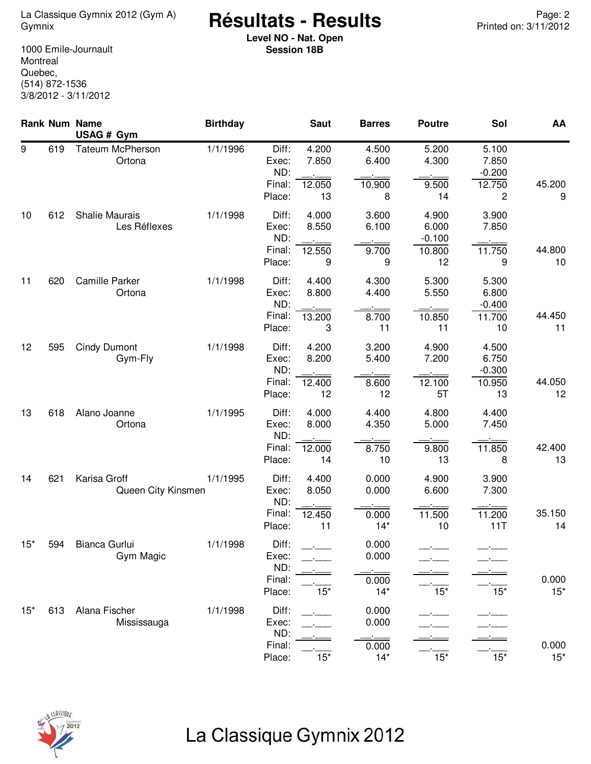La Classique Gymnix 2012 (Gym A)
Gymnix

1000 Emile-Journault
Montreal
Quebec,
(514) 872-1536
3/8/2012 - 3/11/2012

# Résultats - Results

**Level NO - Nat. Open**
**Session 18B**

Printed on: 3/11/2012

| Rank | Num | Name / USAG # Gym | Birthday | | Saut | Barres | Poutre | Sol | AA |
|---|---|---|---|---|---|---|---|---|---|
| 9 | 619 | Tateum McPherson | 1/1/1996 | Diff: | 4.200 | 4.500 | 5.200 | 5.100 | |
| | | Ortona | | Exec: | 7.850 | 6.400 | 4.300 | 7.850 | |
| | | | | ND: | __.___ | __.___ | __.___ | -0.200 | |
| | | | | Final: | 12.050 | 10.900 | 9.500 | 12.750 | 45.200 |
| | | | | Place: | 13 | 8 | 14 | 2 | 9 |
| 10 | 612 | Shalie Maurais | 1/1/1998 | Diff: | 4.000 | 3.600 | 4.900 | 3.900 | |
| | | Les Réflexes | | Exec: | 8.550 | 6.100 | 6.000 | 7.850 | |
| | | | | ND: | __.___ | __.___ | -0.100 | __.___ | |
| | | | | Final: | 12.550 | 9.700 | 10.800 | 11.750 | 44.800 |
| | | | | Place: | 9 | 9 | 12 | 9 | 10 |
| 11 | 620 | Camille Parker | 1/1/1998 | Diff: | 4.400 | 4.300 | 5.300 | 5.300 | |
| | | Ortona | | Exec: | 8.800 | 4.400 | 5.550 | 6.800 | |
| | | | | ND: | __.___ | __.___ | __.___ | -0.400 | |
| | | | | Final: | 13.200 | 8.700 | 10.850 | 11.700 | 44.450 |
| | | | | Place: | 3 | 11 | 11 | 10 | 11 |
| 12 | 595 | Cindy Dumont | 1/1/1998 | Diff: | 4.200 | 3.200 | 4.900 | 4.500 | |
| | | Gym-Fly | | Exec: | 8.200 | 5.400 | 7.200 | 6.750 | |
| | | | | ND: | __.___ | __.___ | __.___ | -0.300 | |
| | | | | Final: | 12.400 | 8.600 | 12.100 | 10.950 | 44.050 |
| | | | | Place: | 12 | 12 | 5T | 13 | 12 |
| 13 | 618 | Alano Joanne | 1/1/1995 | Diff: | 4.000 | 4.400 | 4.800 | 4.400 | |
| | | Ortona | | Exec: | 8.000 | 4.350 | 5.000 | 7.450 | |
| | | | | ND: | __.___ | __.___ | __.___ | __.___ | |
| | | | | Final: | 12.000 | 8.750 | 9.800 | 11.850 | 42.400 |
| | | | | Place: | 14 | 10 | 13 | 8 | 13 |
| 14 | 621 | Karisa Groff | 1/1/1995 | Diff: | 4.400 | 0.000 | 4.900 | 3.900 | |
| | | Queen City Kinsmen | | Exec: | 8.050 | 0.000 | 6.600 | 7.300 | |
| | | | | ND: | __.___ | __.___ | __.___ | __.___ | |
| | | | | Final: | 12.450 | 0.000 | 11.500 | 11.200 | 35.150 |
| | | | | Place: | 11 | 14* | 10 | 11T | 14 |
| 15* | 594 | Bianca Gurlui | 1/1/1998 | Diff: | __.___ | 0.000 | __.___ | __.___ | |
| | | Gym Magic | | Exec: | __.___ | 0.000 | __.___ | __.___ | |
| | | | | ND: | __.___ | __.___ | __.___ | __.___ | |
| | | | | Final: | __.___ | 0.000 | __.___ | __.___ | 0.000 |
| | | | | Place: | 15* | 14* | 15* | 15* | 15* |
| 15* | 613 | Alana Fischer | 1/1/1998 | Diff: | __.___ | 0.000 | __.___ | __.___ | |
| | | Mississauga | | Exec: | __.___ | 0.000 | __.___ | __.___ | |
| | | | | ND: | __.___ | __.___ | __.___ | __.___ | |
| | | | | Final: | __.___ | 0.000 | __.___ | __.___ | 0.000 |
| | | | | Place: | 15* | 14* | 15* | 15* | 15* |

La Classique Gymnix 2012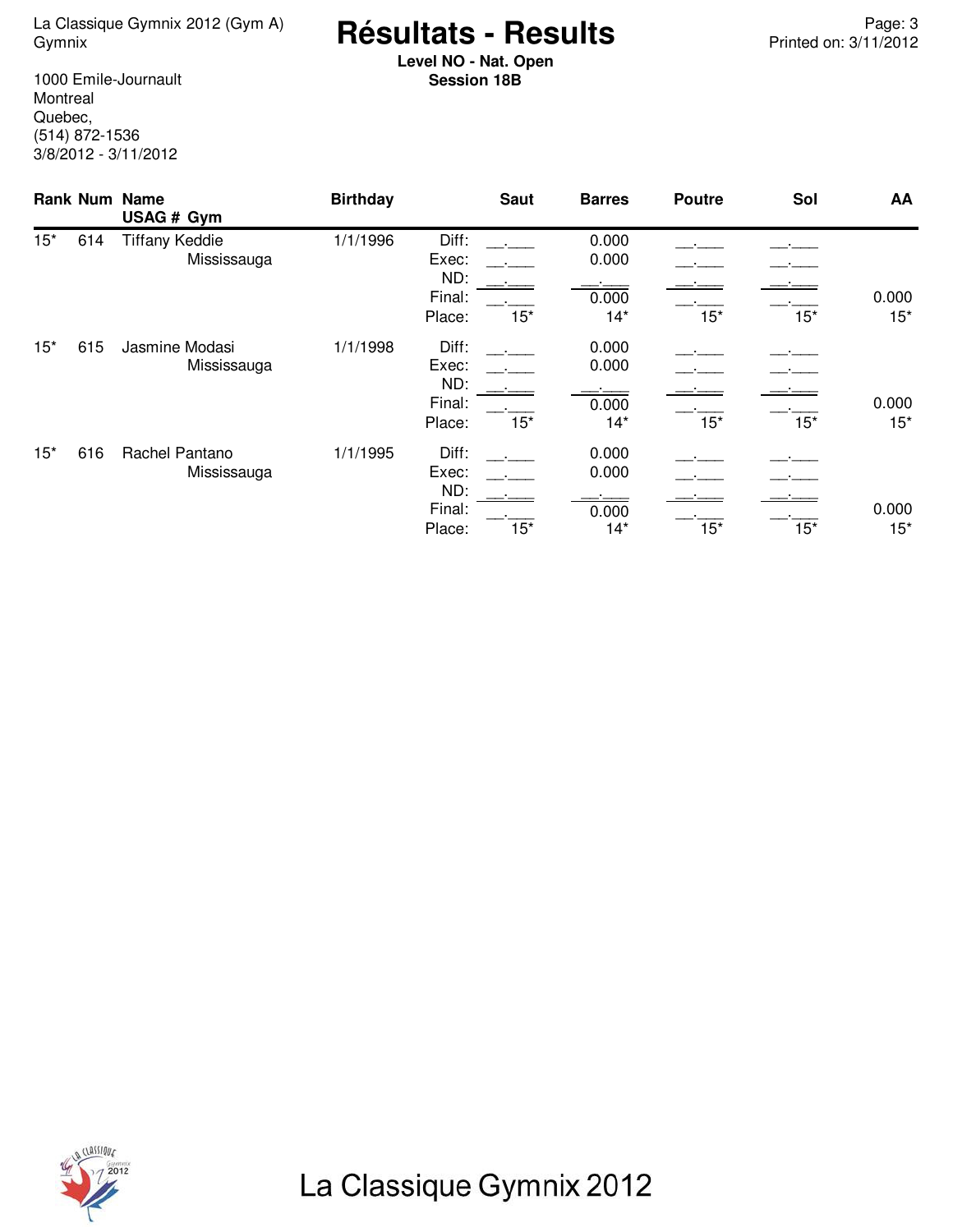La Classique Gymnix 2012 (Gym A)
Gymnix

1000 Emile-Journault
Montreal
Quebec,
(514) 872-1536
3/8/2012 - 3/11/2012

# Résultats - Results

**Level NO - Nat. Open**
**Session 18B**

Printed on: 3/11/2012

| Rank | Num | Name / USAG # Gym | Birthday | | Saut | Barres | Poutre | Sol | AA |
|---|---|---|---|---|---|---|---|---|---|
| 15* | 614 | Tiffany Keddie | 1/1/1996 | Diff: | __.___ | 0.000 | __.___ | __.___ | |
| | | Mississauga | | Exec: | __.___ | 0.000 | __.___ | __.___ | |
| | | | | ND: | __.___ | __.___ | __.___ | __.___ | |
| | | | | Final: | __.___ | 0.000 | __.___ | __.___ | 0.000 |
| | | | | Place: | 15* | 14* | 15* | 15* | 15* |
| 15* | 615 | Jasmine Modasi | 1/1/1998 | Diff: | __.___ | 0.000 | __.___ | __.___ | |
| | | Mississauga | | Exec: | __.___ | 0.000 | __.___ | __.___ | |
| | | | | ND: | __.___ | __.___ | __.___ | __.___ | |
| | | | | Final: | __.___ | 0.000 | __.___ | __.___ | 0.000 |
| | | | | Place: | 15* | 14* | 15* | 15* | 15* |
| 15* | 616 | Rachel Pantano | 1/1/1995 | Diff: | __.___ | 0.000 | __.___ | __.___ | |
| | | Mississauga | | Exec: | __.___ | 0.000 | __.___ | __.___ | |
| | | | | ND: | __.___ | __.___ | __.___ | __.___ | |
| | | | | Final: | __.___ | 0.000 | __.___ | __.___ | 0.000 |
| | | | | Place: | 15* | 14* | 15* | 15* | 15* |

La Classique Gymnix 2012